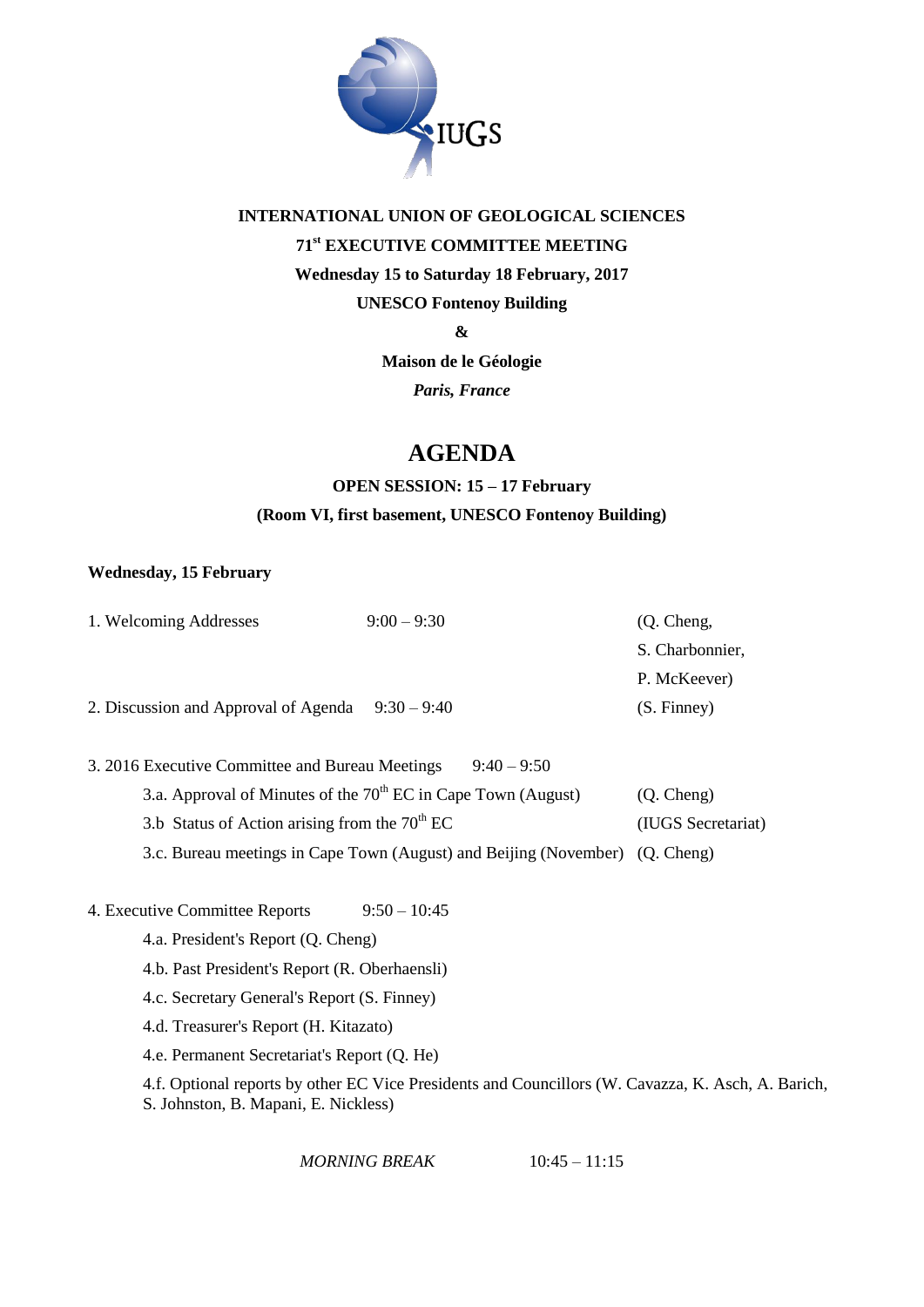**INTERNATIONAL UNION OF GEOLOGICAL SCIENCES**

**71st EXECUTIVE COMMITTEE MEETING**

**Wednesday 15 to Saturday 18 February, 2017**

**UNESCO Fontenoy Building**

**&**

**Maison de le Géologie**

***Paris, France***

# AGENDA

**OPEN SESSION: 15 – 17 February**

**(Room VI, first basement, UNESCO Fontenoy Building)**

**Wednesday, 15 February**

1. Welcoming Addresses 9:00 – 9:30 (Q. Cheng, S. Charbonnier, P. McKeever)

2. Discussion and Approval of Agenda 9:30 – 9:40 (S. Finney)

3. 2016 Executive Committee and Bureau Meetings 9:40 – 9:50
   - 3.a. Approval of Minutes of the 70th EC in Cape Town (August) (Q. Cheng)
   - 3.b Status of Action arising from the 70th EC (IUGS Secretariat)
   - 3.c. Bureau meetings in Cape Town (August) and Beijing (November) (Q. Cheng)

4. Executive Committee Reports 9:50 – 10:45
   - 4.a. President's Report (Q. Cheng)
   - 4.b. Past President's Report (R. Oberhaensli)
   - 4.c. Secretary General's Report (S. Finney)
   - 4.d. Treasurer's Report (H. Kitazato)
   - 4.e. Permanent Secretariat's Report (Q. He)
   - 4.f. Optional reports by other EC Vice Presidents and Councillors (W. Cavazza, K. Asch, A. Barich, S. Johnston, B. Mapani, E. Nickless)

*MORNING BREAK* 10:45 – 11:15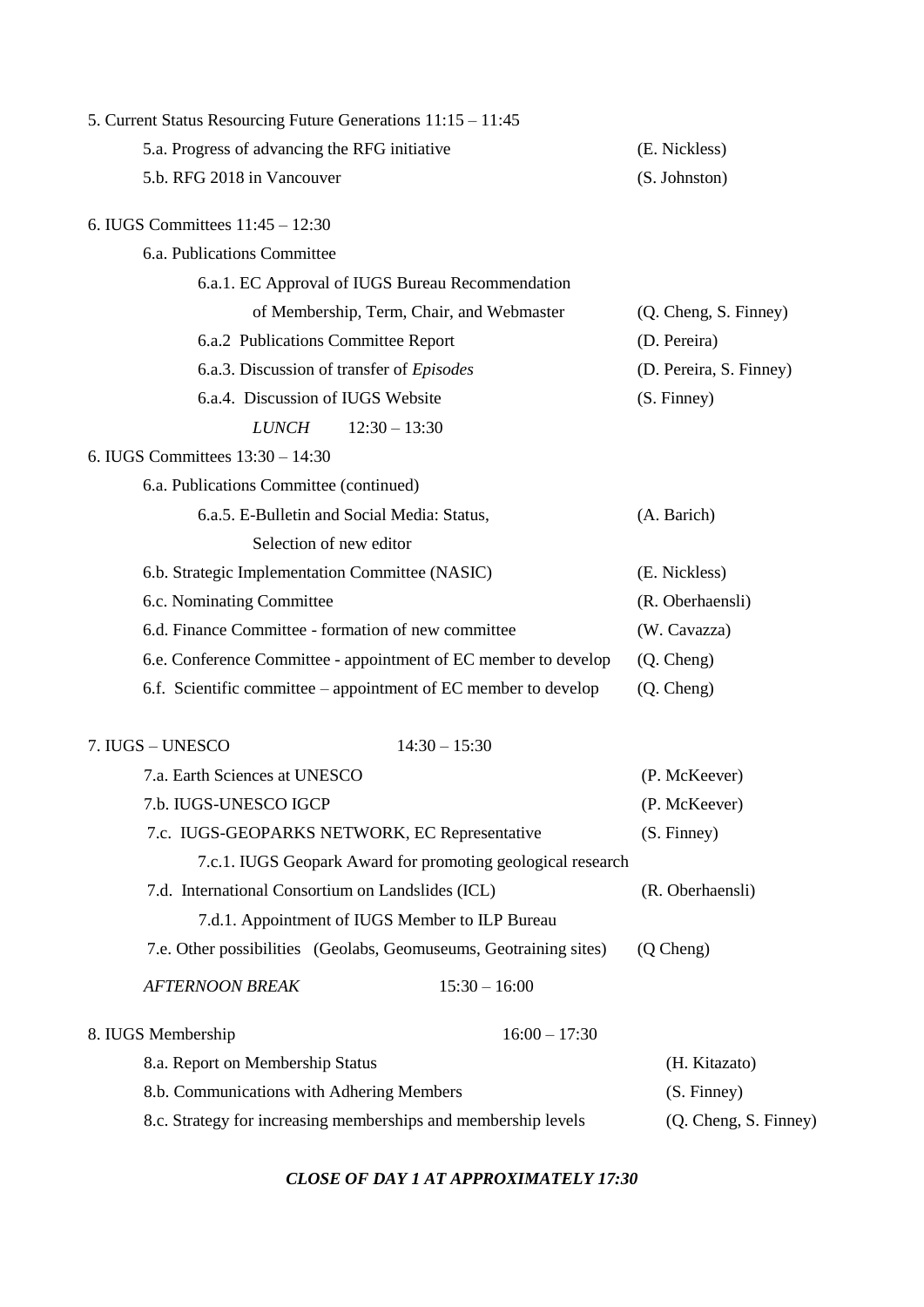5. Current Status Resourcing Future Generations 11:15 – 11:45

- 5.a. Progress of advancing the RFG initiative (E. Nickless)
- 5.b. RFG 2018 in Vancouver (S. Johnston)

6. IUGS Committees 11:45 – 12:30

- 6.a. Publications Committee
  - 6.a.1. EC Approval of IUGS Bureau Recommendation of Membership, Term, Chair, and Webmaster (Q. Cheng, S. Finney)
  - 6.a.2 Publications Committee Report (D. Pereira)
  - 6.a.3. Discussion of transfer of *Episodes* (D. Pereira, S. Finney)
  - 6.a.4. Discussion of IUGS Website (S. Finney)

*LUNCH* 12:30 – 13:30

6. IUGS Committees 13:30 – 14:30

- 6.a. Publications Committee (continued)
  - 6.a.5. E-Bulletin and Social Media: Status, Selection of new editor (A. Barich)
- 6.b. Strategic Implementation Committee (NASIC) (E. Nickless)
- 6.c. Nominating Committee (R. Oberhaensli)
- 6.d. Finance Committee - formation of new committee (W. Cavazza)
- 6.e. Conference Committee - appointment of EC member to develop (Q. Cheng)
- 6.f. Scientific committee – appointment of EC member to develop (Q. Cheng)

7. IUGS – UNESCO 14:30 – 15:30

- 7.a. Earth Sciences at UNESCO (P. McKeever)
- 7.b. IUGS-UNESCO IGCP (P. McKeever)
- 7.c. IUGS-GEOPARKS NETWORK, EC Representative (S. Finney)
  - 7.c.1. IUGS Geopark Award for promoting geological research
- 7.d. International Consortium on Landslides (ICL) (R. Oberhaensli)
  - 7.d.1. Appointment of IUGS Member to ILP Bureau
- 7.e. Other possibilities (Geolabs, Geomuseums, Geotraining sites) (Q Cheng)

*AFTERNOON BREAK* 15:30 – 16:00

8. IUGS Membership 16:00 – 17:30

- 8.a. Report on Membership Status (H. Kitazato)
- 8.b. Communications with Adhering Members (S. Finney)
- 8.c. Strategy for increasing memberships and membership levels (Q. Cheng, S. Finney)

***CLOSE OF DAY 1 AT APPROXIMATELY 17:30***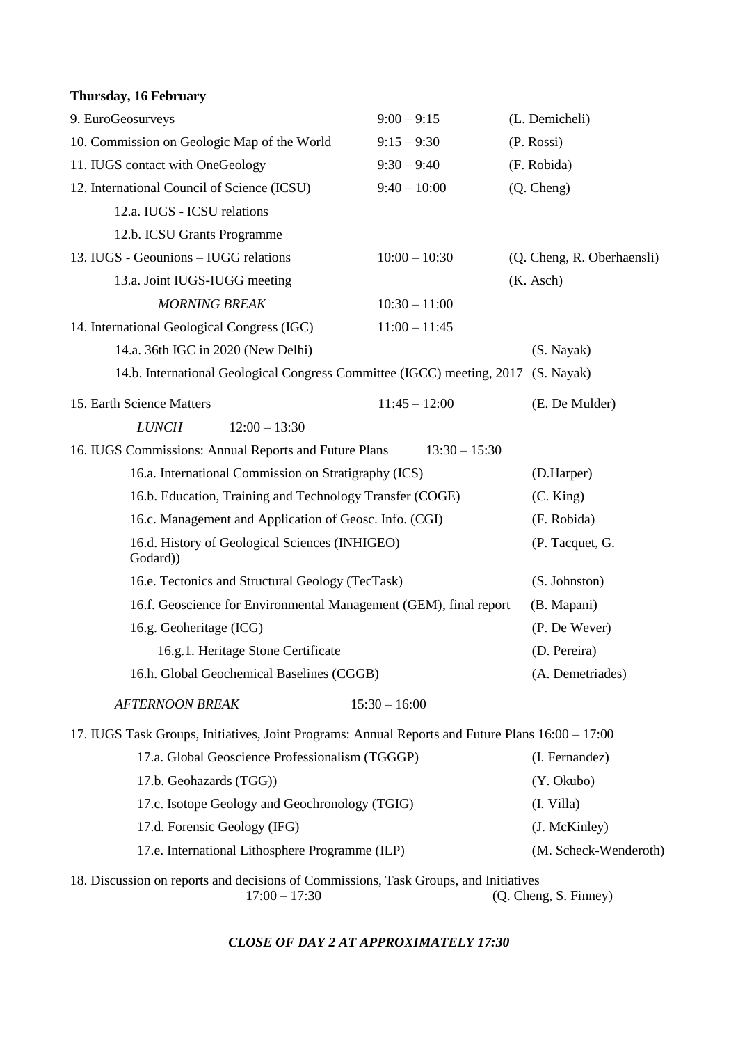**Thursday, 16 February**

| | | |
|---|---|---|
| 9. EuroGeosurveys | 9:00 – 9:15 | (L. Demicheli) |
| 10. Commission on Geologic Map of the World | 9:15 – 9:30 | (P. Rossi) |
| 11. IUGS contact with OneGeology | 9:30 – 9:40 | (F. Robida) |
| 12. International Council of Science (ICSU) | 9:40 – 10:00 | (Q. Cheng) |
| 12.a. IUGS - ICSU relations | | |
| 12.b. ICSU Grants Programme | | |
| 13. IUGS - Geounions – IUGG relations | 10:00 – 10:30 | (Q. Cheng, R. Oberhaensli) |
| 13.a. Joint IUGS-IUGG meeting | | (K. Asch) |
| *MORNING BREAK* | 10:30 – 11:00 | |
| 14. International Geological Congress (IGC) | 11:00 – 11:45 | |
| 14.a. 36th IGC in 2020 (New Delhi) | | (S. Nayak) |
| 14.b. International Geological Congress Committee (IGCC) meeting, 2017 | | (S. Nayak) |
| 15. Earth Science Matters | 11:45 – 12:00 | (E. De Mulder) |
| *LUNCH* | 12:00 – 13:30 | |
| 16. IUGS Commissions: Annual Reports and Future Plans | 13:30 – 15:30 | |
| 16.a. International Commission on Stratigraphy (ICS) | | (D.Harper) |
| 16.b. Education, Training and Technology Transfer (COGE) | | (C. King) |
| 16.c. Management and Application of Geosc. Info. (CGI) | | (F. Robida) |
| 16.d. History of Geological Sciences (INHIGEO) | | (P. Tacquet, G. Godard)) |
| 16.e. Tectonics and Structural Geology (TecTask) | | (S. Johnston) |
| 16.f. Geoscience for Environmental Management (GEM), final report | | (B. Mapani) |
| 16.g. Geoheritage (ICG) | | (P. De Wever) |
| 16.g.1. Heritage Stone Certificate | | (D. Pereira) |
| 16.h. Global Geochemical Baselines (CGGB) | | (A. Demetriades) |
| *AFTERNOON BREAK* | 15:30 – 16:00 | |
| 17. IUGS Task Groups, Initiatives, Joint Programs: Annual Reports and Future Plans | 16:00 – 17:00 | |
| 17.a. Global Geoscience Professionalism (TGGGP) | | (I. Fernandez) |
| 17.b. Geohazards (TGG)) | | (Y. Okubo) |
| 17.c. Isotope Geology and Geochronology (TGIG) | | (I. Villa) |
| 17.d. Forensic Geology (IFG) | | (J. McKinley) |
| 17.e. International Lithosphere Programme (ILP) | | (M. Scheck-Wenderoth) |
| 18. Discussion on reports and decisions of Commissions, Task Groups, and Initiatives | 17:00 – 17:30 | (Q. Cheng, S. Finney) |

***CLOSE OF DAY 2 AT APPROXIMATELY 17:30***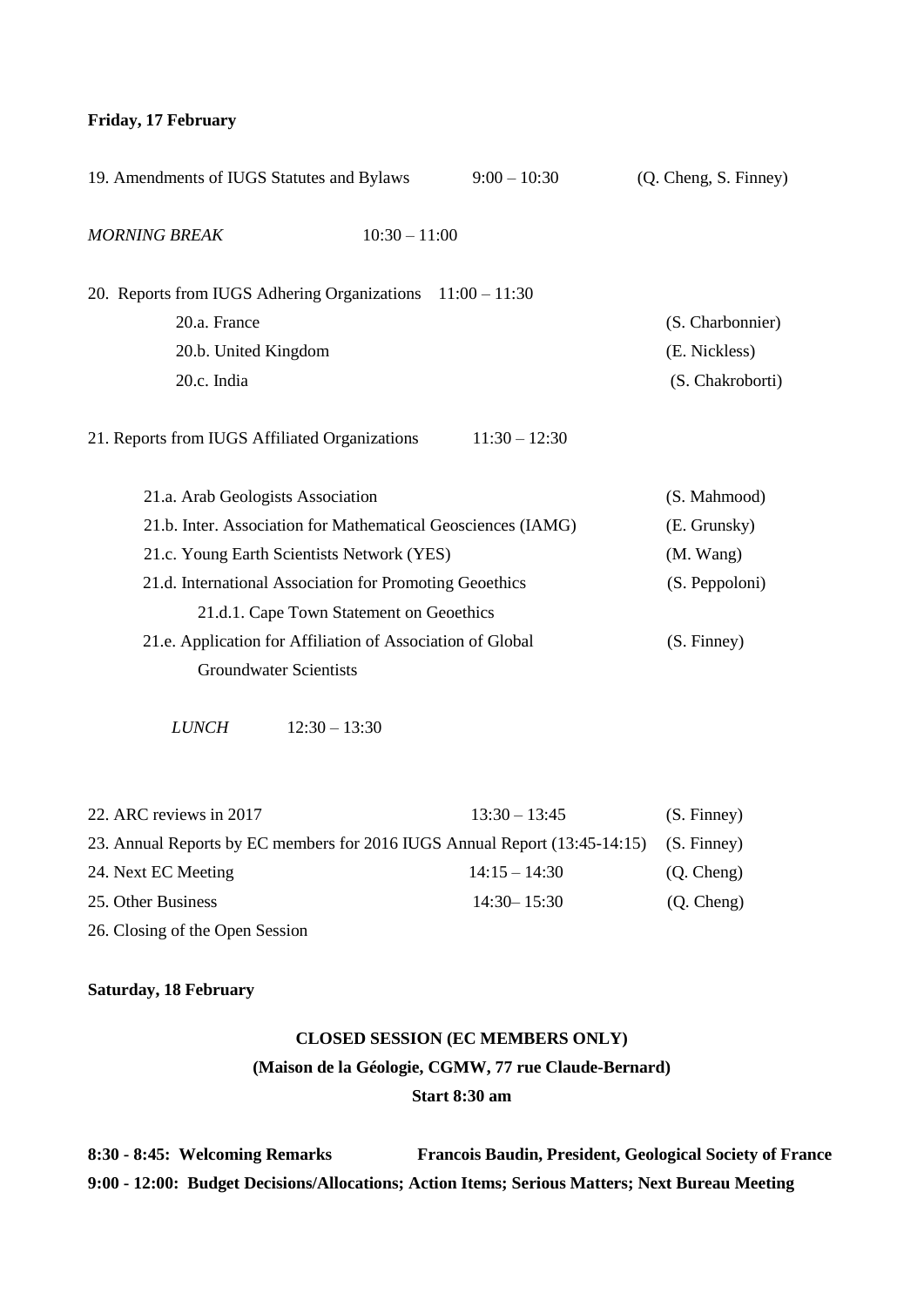**Friday, 17 February**

19. Amendments of IUGS Statutes and Bylaws 9:00 – 10:30 (Q. Cheng, S. Finney)

*MORNING BREAK* 10:30 – 11:00

20. Reports from IUGS Adhering Organizations 11:00 – 11:30
    - 20.a. France (S. Charbonnier)
    - 20.b. United Kingdom (E. Nickless)
    - 20.c. India (S. Chakroborti)

21. Reports from IUGS Affiliated Organizations 11:30 – 12:30
    - 21.a. Arab Geologists Association (S. Mahmood)
    - 21.b. Inter. Association for Mathematical Geosciences (IAMG) (E. Grunsky)
    - 21.c. Young Earth Scientists Network (YES) (M. Wang)
    - 21.d. International Association for Promoting Geoethics (S. Peppoloni)
        - 21.d.1. Cape Town Statement on Geoethics
    - 21.e. Application for Affiliation of Association of Global Groundwater Scientists (S. Finney)

*LUNCH* 12:30 – 13:30

22. ARC reviews in 2017 13:30 – 13:45 (S. Finney)
23. Annual Reports by EC members for 2016 IUGS Annual Report (13:45-14:15) (S. Finney)
24. Next EC Meeting 14:15 – 14:30 (Q. Cheng)
25. Other Business 14:30– 15:30 (Q. Cheng)
26. Closing of the Open Session

**Saturday, 18 February**

**CLOSED SESSION (EC MEMBERS ONLY)**
**(Maison de la Géologie, CGMW, 77 rue Claude-Bernard)**
**Start 8:30 am**

**8:30 - 8:45: Welcoming Remarks Francois Baudin, President, Geological Society of France**

**9:00 - 12:00: Budget Decisions/Allocations; Action Items; Serious Matters; Next Bureau Meeting**